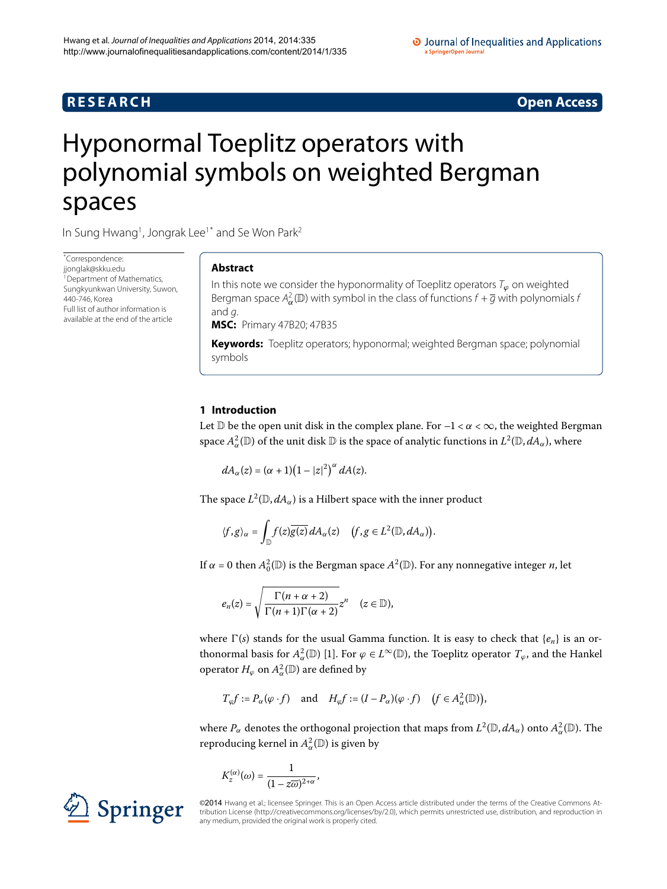RESEARCH **Open Access**

# Hyponormal Toeplitz operators with polynomial symbols on weighted Bergman spaces

In Sung Hwang[1], Jongrak Lee[1*] and Se Won Park[2]

*Correspondence: jjonglak@skku.edu
[1]Department of Mathematics, Sungkyunkwan University, Suwon, 440-746, Korea
Full list of author information is available at the end of the article

## Abstract

In this note we consider the hyponormality of Toeplitz operators $T_\varphi$ on weighted Bergman space $A^2_\alpha(\mathbb{D})$ with symbol in the class of functions $f + \overline{g}$ with polynomials $f$ and $g$.

**MSC:** Primary 47B20; 47B35

**Keywords:** Toeplitz operators; hyponormal; weighted Bergman space; polynomial symbols

## 1 Introduction

Let $\mathbb{D}$ be the open unit disk in the complex plane. For $-1 < \alpha < \infty$, the weighted Bergman space $A^2_\alpha(\mathbb{D})$ of the unit disk $\mathbb{D}$ is the space of analytic functions in $L^2(\mathbb{D}, dA_\alpha)$, where

$$dA_\alpha(z) = (\alpha + 1)\big(1 - |z|^2\big)^\alpha \, dA(z).$$

The space $L^2(\mathbb{D}, dA_\alpha)$ is a Hilbert space with the inner product

$$\langle f, g\rangle_\alpha = \int_{\mathbb{D}} f(z)\overline{g(z)}\, dA_\alpha(z) \quad \big(f, g \in L^2(\mathbb{D}, dA_\alpha)\big).$$

If $\alpha = 0$ then $A^2_0(\mathbb{D})$ is the Bergman space $A^2(\mathbb{D})$. For any nonnegative integer $n$, let

$$e_n(z) = \sqrt{\frac{\Gamma(n + \alpha + 2)}{\Gamma(n + 1)\Gamma(\alpha + 2)}}\, z^n \quad (z \in \mathbb{D}),$$

where $\Gamma(s)$ stands for the usual Gamma function. It is easy to check that $\{e_n\}$ is an orthonormal basis for $A^2_\alpha(\mathbb{D})$ [1]. For $\varphi \in L^\infty(\mathbb{D})$, the Toeplitz operator $T_\varphi$, and the Hankel operator $H_\varphi$ on $A^2_\alpha(\mathbb{D})$ are defined by

$$T_\varphi f := P_\alpha(\varphi \cdot f) \quad \text{and} \quad H_\varphi f := (I - P_\alpha)(\varphi \cdot f) \quad \big(f \in A^2_\alpha(\mathbb{D})\big),$$

where $P_\alpha$ denotes the orthogonal projection that maps from $L^2(\mathbb{D}, dA_\alpha)$ onto $A^2_\alpha(\mathbb{D})$. The reproducing kernel in $A^2_\alpha(\mathbb{D})$ is given by

$$K_z^{(\alpha)}(\omega) = \frac{1}{(1 - z\overline{\omega})^{2+\alpha}},$$

©2014 Hwang et al.; licensee Springer. This is an Open Access article distributed under the terms of the Creative Commons Attribution License (http://creativecommons.org/licenses/by/2.0), which permits unrestricted use, distribution, and reproduction in any medium, provided the original work is properly cited.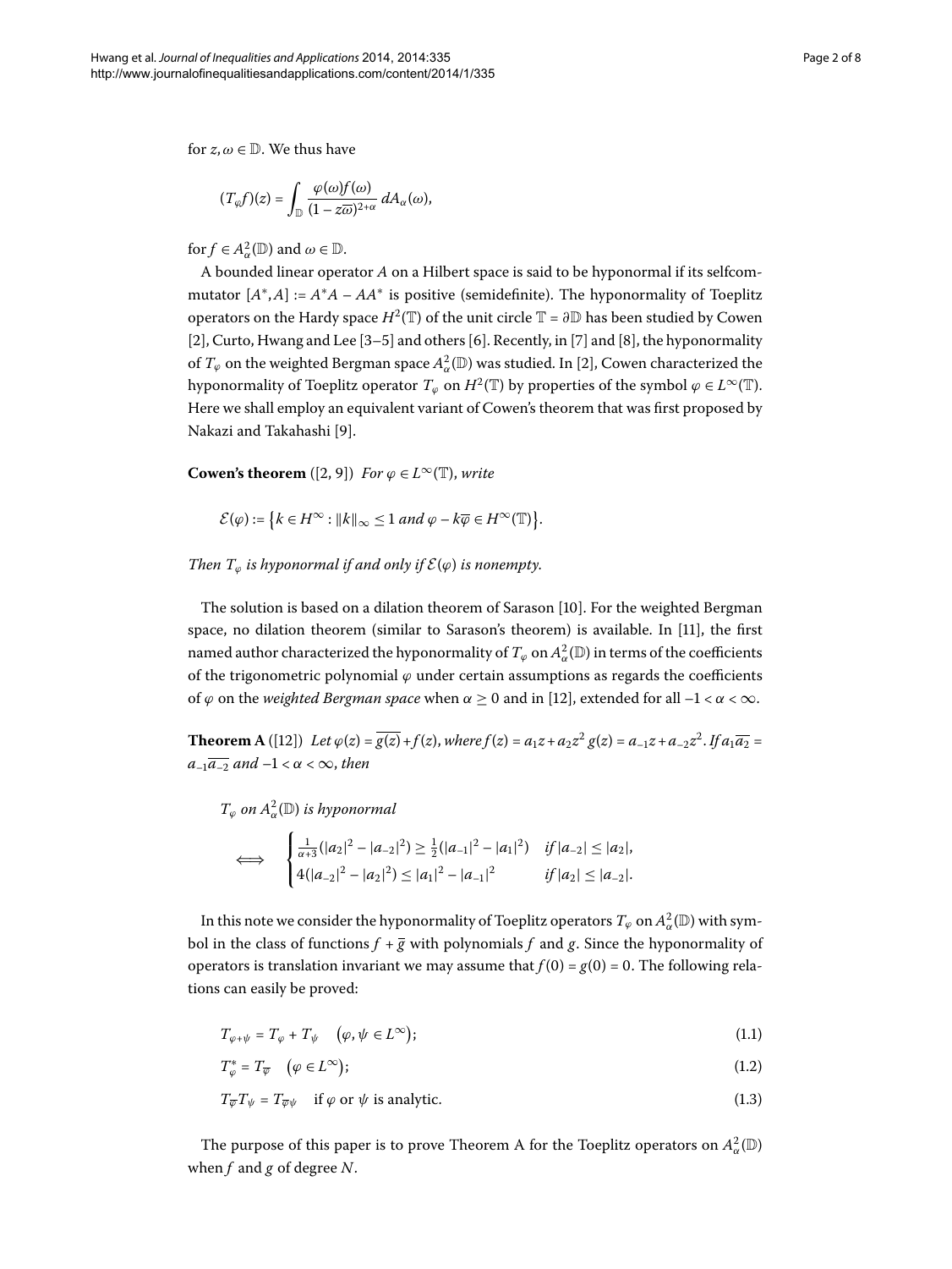for $z, \omega \in \mathbb{D}$. We thus have

$$(T_\varphi f)(z) = \int_{\mathbb{D}} \frac{\varphi(\omega) f(\omega)}{(1 - z\overline{\omega})^{2+\alpha}} \, dA_\alpha(\omega),$$

for $f \in A^2_\alpha(\mathbb{D})$ and $\omega \in \mathbb{D}$.

A bounded linear operator $A$ on a Hilbert space is said to be hyponormal if its selfcommutator $[A^*, A] := A^*A - AA^*$ is positive (semidefinite). The hyponormality of Toeplitz operators on the Hardy space $H^2(\mathbb{T})$ of the unit circle $\mathbb{T} = \partial\mathbb{D}$ has been studied by Cowen [2], Curto, Hwang and Lee [3–5] and others [6]. Recently, in [7] and [8], the hyponormality of $T_\varphi$ on the weighted Bergman space $A^2_\alpha(\mathbb{D})$ was studied. In [2], Cowen characterized the hyponormality of Toeplitz operator $T_\varphi$ on $H^2(\mathbb{T})$ by properties of the symbol $\varphi \in L^\infty(\mathbb{T})$. Here we shall employ an equivalent variant of Cowen's theorem that was first proposed by Nakazi and Takahashi [9].

**Cowen's theorem** ([2, 9]) *For $\varphi \in L^\infty(\mathbb{T})$, write*

$$\mathcal{E}(\varphi) := \{ k \in H^\infty : \|k\|_\infty \leq 1 \text{ and } \varphi - k\overline{\varphi} \in H^\infty(\mathbb{T}) \}.$$

*Then $T_\varphi$ is hyponormal if and only if $\mathcal{E}(\varphi)$ is nonempty.*

The solution is based on a dilation theorem of Sarason [10]. For the weighted Bergman space, no dilation theorem (similar to Sarason's theorem) is available. In [11], the first named author characterized the hyponormality of $T_\varphi$ on $A^2_\alpha(\mathbb{D})$ in terms of the coefficients of the trigonometric polynomial $\varphi$ under certain assumptions as regards the coefficients of $\varphi$ on the *weighted Bergman space* when $\alpha \geq 0$ and in [12], extended for all $-1 < \alpha < \infty$.

**Theorem A** ([12]) *Let $\varphi(z) = \overline{g(z)} + f(z)$, where $f(z) = a_1 z + a_2 z^2$ $g(z) = a_{-1} z + a_{-2} z^2$. If $a_1\overline{a_2} = a_{-1}\overline{a_{-2}}$ and $-1 < \alpha < \infty$, then*

*$T_\varphi$ on $A^2_\alpha(\mathbb{D})$ is hyponormal*

$$\iff \begin{cases} \frac{1}{\alpha+3}(|a_2|^2 - |a_{-2}|^2) \geq \frac{1}{2}(|a_{-1}|^2 - |a_1|^2) & \text{if } |a_{-2}| \leq |a_2|, \\ 4(|a_{-2}|^2 - |a_2|^2) \leq |a_1|^2 - |a_{-1}|^2 & \text{if } |a_2| \leq |a_{-2}|. \end{cases}$$

In this note we consider the hyponormality of Toeplitz operators $T_\varphi$ on $A^2_\alpha(\mathbb{D})$ with symbol in the class of functions $f + \overline{g}$ with polynomials $f$ and $g$. Since the hyponormality of operators is translation invariant we may assume that $f(0) = g(0) = 0$. The following relations can easily be proved:

$$T_{\varphi+\psi} = T_\varphi + T_\psi \quad (\varphi, \psi \in L^\infty); \tag{1.1}$$

$$T^*_\varphi = T_{\overline{\varphi}} \quad (\varphi \in L^\infty); \tag{1.2}$$

$$T_{\overline{\varphi}} T_\psi = T_{\overline{\varphi}\psi} \quad \text{if } \varphi \text{ or } \psi \text{ is analytic.} \tag{1.3}$$

The purpose of this paper is to prove Theorem A for the Toeplitz operators on $A^2_\alpha(\mathbb{D})$ when $f$ and $g$ of degree $N$.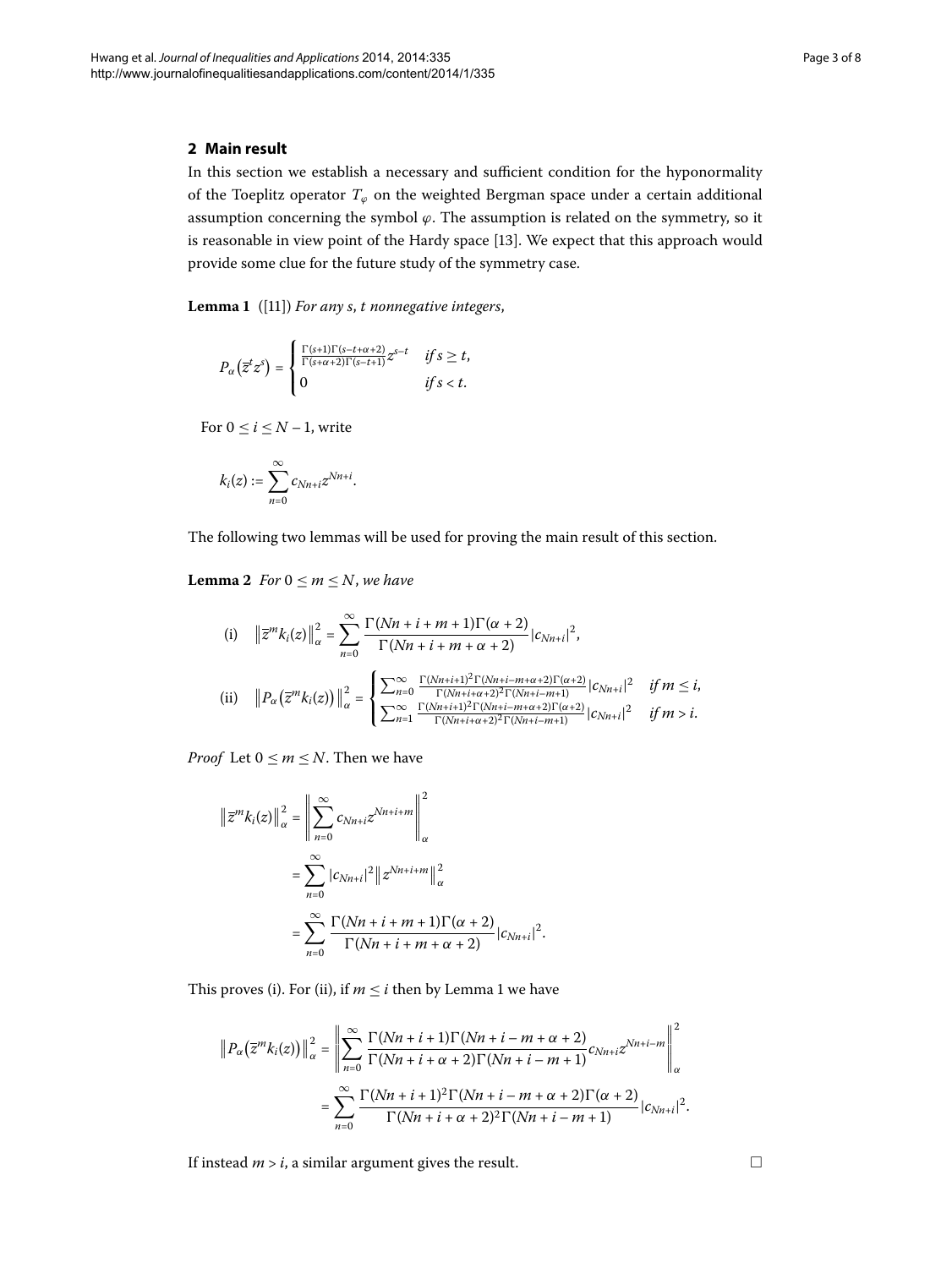## 2 Main result

In this section we establish a necessary and sufficient condition for the hyponormality of the Toeplitz operator $T_\varphi$ on the weighted Bergman space under a certain additional assumption concerning the symbol $\varphi$. The assumption is related on the symmetry, so it is reasonable in view point of the Hardy space [13]. We expect that this approach would provide some clue for the future study of the symmetry case.

**Lemma 1** ([11]) *For any $s$, $t$ nonnegative integers,*

$$P_\alpha\left(\overline{z}^t z^s\right) = \begin{cases} \frac{\Gamma(s+1)\Gamma(s-t+\alpha+2)}{\Gamma(s+\alpha+2)\Gamma(s-t+1)} z^{s-t} & \text{if } s \geq t, \\ 0 & \text{if } s < t. \end{cases}$$

For $0 \leq i \leq N-1$, write

$$k_i(z) := \sum_{n=0}^{\infty} c_{Nn+i} z^{Nn+i}.$$

The following two lemmas will be used for proving the main result of this section.

**Lemma 2** *For $0 \leq m \leq N$, we have*

$$\text{(i)} \quad \left\|\overline{z}^m k_i(z)\right\|_\alpha^2 = \sum_{n=0}^{\infty} \frac{\Gamma(Nn+i+m+1)\Gamma(\alpha+2)}{\Gamma(Nn+i+m+\alpha+2)} |c_{Nn+i}|^2,$$

$$\text{(ii)} \quad \left\|P_\alpha\left(\overline{z}^m k_i(z)\right)\right\|_\alpha^2 = \begin{cases} \sum_{n=0}^{\infty} \frac{\Gamma(Nn+i+1)^2\Gamma(Nn+i-m+\alpha+2)\Gamma(\alpha+2)}{\Gamma(Nn+i+\alpha+2)^2\Gamma(Nn+i-m+1)} |c_{Nn+i}|^2 & \text{if } m \leq i, \\ \sum_{n=1}^{\infty} \frac{\Gamma(Nn+i+1)^2\Gamma(Nn+i-m+\alpha+2)\Gamma(\alpha+2)}{\Gamma(Nn+i+\alpha+2)^2\Gamma(Nn+i-m+1)} |c_{Nn+i}|^2 & \text{if } m > i. \end{cases}$$

*Proof* Let $0 \leq m \leq N$. Then we have

$$\begin{aligned} \left\|\overline{z}^m k_i(z)\right\|_\alpha^2 &= \left\| \sum_{n=0}^{\infty} c_{Nn+i} z^{Nn+i+m} \right\|_\alpha^2 \\ &= \sum_{n=0}^{\infty} |c_{Nn+i}|^2 \left\|z^{Nn+i+m}\right\|_\alpha^2 \\ &= \sum_{n=0}^{\infty} \frac{\Gamma(Nn+i+m+1)\Gamma(\alpha+2)}{\Gamma(Nn+i+m+\alpha+2)} |c_{Nn+i}|^2. \end{aligned}$$

This proves (i). For (ii), if $m \leq i$ then by Lemma 1 we have

$$\begin{aligned} \left\|P_\alpha\left(\overline{z}^m k_i(z)\right)\right\|_\alpha^2 &= \left\| \sum_{n=0}^{\infty} \frac{\Gamma(Nn+i+1)\Gamma(Nn+i-m+\alpha+2)}{\Gamma(Nn+i+\alpha+2)\Gamma(Nn+i-m+1)} c_{Nn+i} z^{Nn+i-m} \right\|_\alpha^2 \\ &= \sum_{n=0}^{\infty} \frac{\Gamma(Nn+i+1)^2\Gamma(Nn+i-m+\alpha+2)\Gamma(\alpha+2)}{\Gamma(Nn+i+\alpha+2)^2\Gamma(Nn+i-m+1)} |c_{Nn+i}|^2. \end{aligned}$$

If instead $m > i$, a similar argument gives the result. □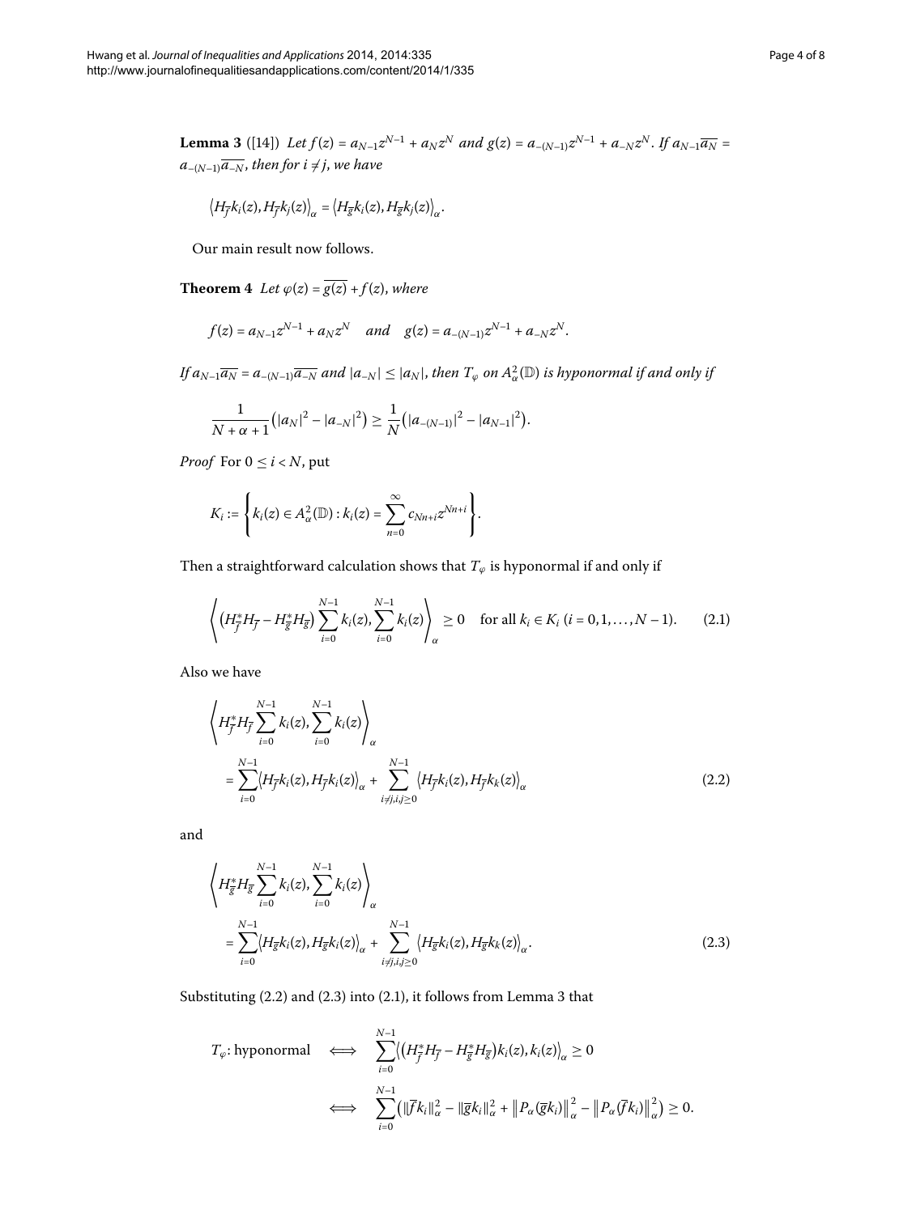**Lemma 3** ([14]) *Let* $f(z) = a_{N-1}z^{N-1} + a_N z^N$ *and* $g(z) = a_{-(N-1)}z^{N-1} + a_{-N}z^N$. *If* $a_{N-1}\overline{a_N} = a_{-(N-1)}\overline{a_{-N}}$, *then for* $i \neq j$, *we have*

$$\left\langle H_{\overline{f}}k_i(z), H_{\overline{f}}k_j(z)\right\rangle_\alpha = \left\langle H_{\overline{g}}k_i(z), H_{\overline{g}}k_j(z)\right\rangle_\alpha.$$

Our main result now follows.

**Theorem 4** *Let* $\varphi(z) = \overline{g(z)} + f(z)$, *where*

$$f(z) = a_{N-1}z^{N-1} + a_N z^N \quad \text{and} \quad g(z) = a_{-(N-1)}z^{N-1} + a_{-N}z^N.$$

*If* $a_{N-1}\overline{a_N} = a_{-(N-1)}\overline{a_{-N}}$ *and* $|a_{-N}| \leq |a_N|$, *then* $T_\varphi$ *on* $A^2_\alpha(\mathbb{D})$ *is hyponormal if and only if*

$$\frac{1}{N+\alpha+1}\left(|a_N|^2 - |a_{-N}|^2\right) \geq \frac{1}{N}\left(|a_{-(N-1)}|^2 - |a_{N-1}|^2\right).$$

*Proof* For $0 \leq i < N$, put

$$K_i := \left\{k_i(z) \in A^2_\alpha(\mathbb{D}) : k_i(z) = \sum_{n=0}^{\infty} c_{Nn+i}z^{Nn+i}\right\}.$$

Then a straightforward calculation shows that $T_\varphi$ is hyponormal if and only if

$$\left\langle \left(H^*_{\overline{f}}H_{\overline{f}} - H^*_{\overline{g}}H_{\overline{g}}\right)\sum_{i=0}^{N-1}k_i(z), \sum_{i=0}^{N-1}k_i(z)\right\rangle_\alpha \geq 0 \quad \text{for all } k_i \in K_i\ (i = 0, 1, \ldots, N-1). \tag{2.1}$$

Also we have

$$\begin{aligned}
&\left\langle H^*_{\overline{f}}H_{\overline{f}}\sum_{i=0}^{N-1}k_i(z), \sum_{i=0}^{N-1}k_i(z)\right\rangle_\alpha \\
&\quad = \sum_{i=0}^{N-1}\left\langle H_{\overline{f}}k_i(z), H_{\overline{f}}k_i(z)\right\rangle_\alpha + \sum_{i\neq j, i,j\geq 0}^{N-1}\left\langle H_{\overline{f}}k_i(z), H_{\overline{f}}k_k(z)\right\rangle_\alpha
\end{aligned} \tag{2.2}$$

and

$$\begin{aligned}
&\left\langle H^*_{\overline{g}}H_{\overline{g}}\sum_{i=0}^{N-1}k_i(z), \sum_{i=0}^{N-1}k_i(z)\right\rangle_\alpha \\
&\quad = \sum_{i=0}^{N-1}\left\langle H_{\overline{g}}k_i(z), H_{\overline{g}}k_i(z)\right\rangle_\alpha + \sum_{i\neq j, i,j\geq 0}^{N-1}\left\langle H_{\overline{g}}k_i(z), H_{\overline{g}}k_k(z)\right\rangle_\alpha.
\end{aligned} \tag{2.3}$$

Substituting (2.2) and (2.3) into (2.1), it follows from Lemma 3 that

$$\begin{aligned}
T_\varphi\text{: hyponormal} \quad &\iff \quad \sum_{i=0}^{N-1}\left\langle\left(H^*_{\overline{f}}H_{\overline{f}} - H^*_{\overline{g}}H_{\overline{g}}\right)k_i(z), k_i(z)\right\rangle_\alpha \geq 0 \\
&\iff \quad \sum_{i=0}^{N-1}\left(\|\overline{f}k_i\|^2_\alpha - \|\overline{g}k_i\|^2_\alpha + \left\|P_\alpha(\overline{g}k_i)\right\|^2_\alpha - \left\|P_\alpha(\overline{f}k_i)\right\|^2_\alpha\right) \geq 0.
\end{aligned}$$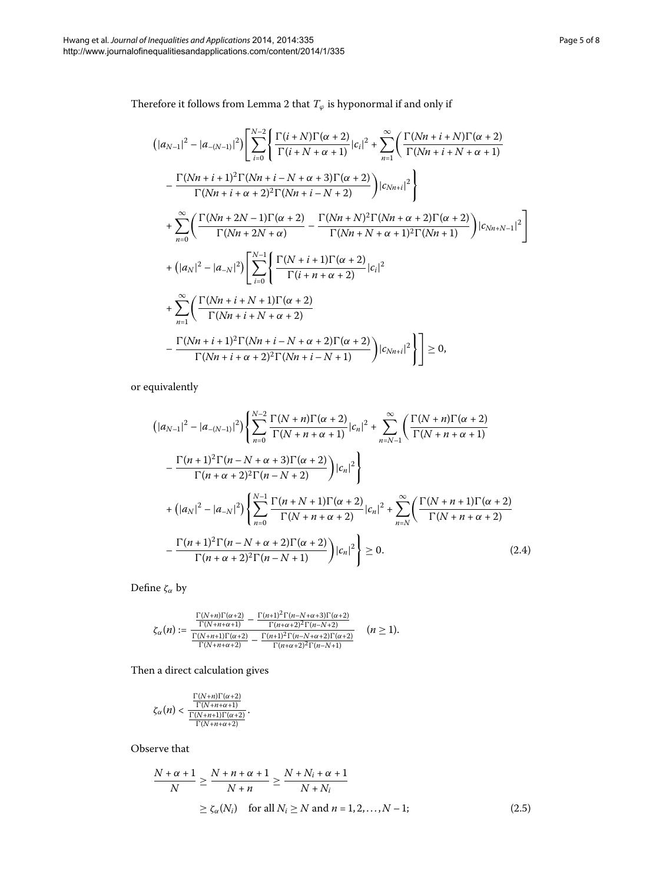Therefore it follows from Lemma 2 that $T_\varphi$ is hyponormal if and only if

$$
\begin{aligned}
&\left(|a_{N-1}|^2 - |a_{-(N-1)}|^2\right)\Biggl[\sum_{i=0}^{N-2}\Biggl\{\frac{\Gamma(i+N)\Gamma(\alpha+2)}{\Gamma(i+N+\alpha+1)}|c_i|^2 + \sum_{n=1}^{\infty}\biggl(\frac{\Gamma(Nn+i+N)\Gamma(\alpha+2)}{\Gamma(Nn+i+N+\alpha+1)} \\
&\quad - \frac{\Gamma(Nn+i+1)^2\Gamma(Nn+i-N+\alpha+3)\Gamma(\alpha+2)}{\Gamma(Nn+i+\alpha+2)^2\Gamma(Nn+i-N+2)}\biggr)|c_{Nn+i}|^2\Biggr\} \\
&\quad + \sum_{n=0}^{\infty}\biggl(\frac{\Gamma(Nn+2N-1)\Gamma(\alpha+2)}{\Gamma(Nn+2N+\alpha)} - \frac{\Gamma(Nn+N)^2\Gamma(Nn+\alpha+2)\Gamma(\alpha+2)}{\Gamma(Nn+N+\alpha+1)^2\Gamma(Nn+1)}\biggr)|c_{Nn+N-1}|^2\Biggr] \\
&\quad + \left(|a_N|^2 - |a_{-N}|^2\right)\Biggl[\sum_{i=0}^{N-1}\Biggl\{\frac{\Gamma(N+i+1)\Gamma(\alpha+2)}{\Gamma(i+n+\alpha+2)}|c_i|^2 \\
&\quad + \sum_{n=1}^{\infty}\biggl(\frac{\Gamma(Nn+i+N+1)\Gamma(\alpha+2)}{\Gamma(Nn+i+N+\alpha+2)} \\
&\quad - \frac{\Gamma(Nn+i+1)^2\Gamma(Nn+i-N+\alpha+2)\Gamma(\alpha+2)}{\Gamma(Nn+i+\alpha+2)^2\Gamma(Nn+i-N+1)}\biggr)|c_{Nn+i}|^2\Biggr\}\Biggr] \geq 0,
\end{aligned}
$$

or equivalently

$$
\begin{aligned}
&\left(|a_{N-1}|^2 - |a_{-(N-1)}|^2\right)\Biggl\{\sum_{n=0}^{N-2}\frac{\Gamma(N+n)\Gamma(\alpha+2)}{\Gamma(N+n+\alpha+1)}|c_n|^2 + \sum_{n=N-1}^{\infty}\biggl(\frac{\Gamma(N+n)\Gamma(\alpha+2)}{\Gamma(N+n+\alpha+1)} \\
&\quad - \frac{\Gamma(n+1)^2\Gamma(n-N+\alpha+3)\Gamma(\alpha+2)}{\Gamma(n+\alpha+2)^2\Gamma(n-N+2)}\biggr)|c_n|^2\Biggr\} \\
&\quad + \left(|a_N|^2 - |a_{-N}|^2\right)\Biggl\{\sum_{n=0}^{N-1}\frac{\Gamma(n+N+1)\Gamma(\alpha+2)}{\Gamma(N+n+\alpha+2)}|c_n|^2 + \sum_{n=N}^{\infty}\biggl(\frac{\Gamma(N+n+1)\Gamma(\alpha+2)}{\Gamma(N+n+\alpha+2)} \\
&\quad - \frac{\Gamma(n+1)^2\Gamma(n-N+\alpha+2)\Gamma(\alpha+2)}{\Gamma(n+\alpha+2)^2\Gamma(n-N+1)}\biggr)|c_n|^2\Biggr\} \geq 0. \qquad (2.4)
\end{aligned}
$$

Define $\zeta_\alpha$ by

$$
\zeta_\alpha(n) := \frac{\frac{\Gamma(N+n)\Gamma(\alpha+2)}{\Gamma(N+n+\alpha+1)} - \frac{\Gamma(n+1)^2\Gamma(n-N+\alpha+3)\Gamma(\alpha+2)}{\Gamma(n+\alpha+2)^2\Gamma(n-N+2)}}{\frac{\Gamma(N+n+1)\Gamma(\alpha+2)}{\Gamma(N+n+\alpha+2)} - \frac{\Gamma(n+1)^2\Gamma(n-N+\alpha+2)\Gamma(\alpha+2)}{\Gamma(n+\alpha+2)^2\Gamma(n-N+1)}} \quad (n \geq 1).
$$

Then a direct calculation gives

$$
\zeta_\alpha(n) < \frac{\frac{\Gamma(N+n)\Gamma(\alpha+2)}{\Gamma(N+n+\alpha+1)}}{\frac{\Gamma(N+n+1)\Gamma(\alpha+2)}{\Gamma(N+n+\alpha+2)}}.
$$

Observe that

$$
\begin{aligned}
\frac{N+\alpha+1}{N} &\geq \frac{N+n+\alpha+1}{N+n} \geq \frac{N+N_i+\alpha+1}{N+N_i} \\
&\geq \zeta_\alpha(N_i) \quad \text{for all } N_i \geq N \text{ and } n = 1, 2, \ldots, N-1; \qquad (2.5)
\end{aligned}
$$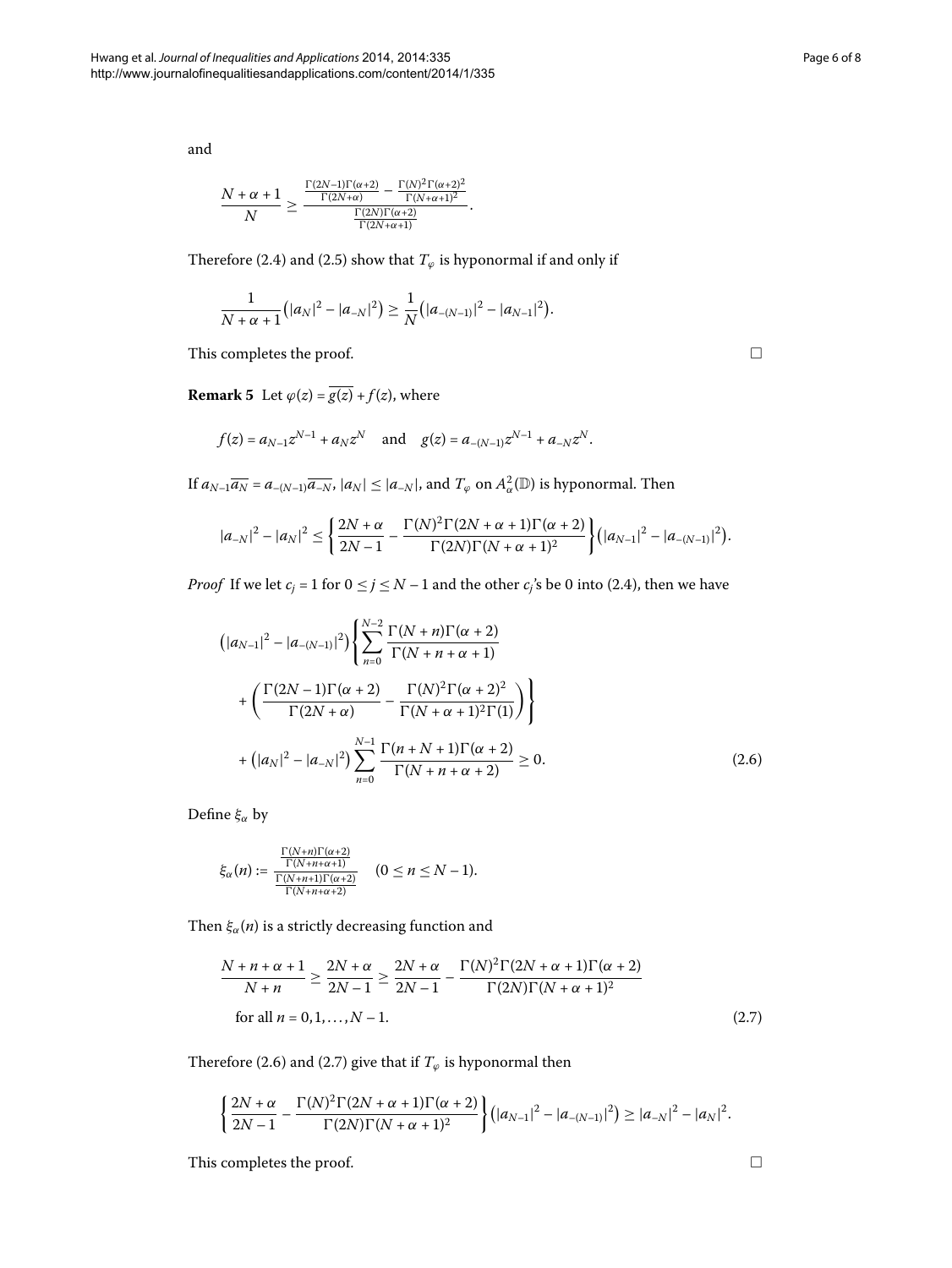and

$$\frac{N+\alpha+1}{N} \geq \frac{\frac{\Gamma(2N-1)\Gamma(\alpha+2)}{\Gamma(2N+\alpha)} - \frac{\Gamma(N)^2\Gamma(\alpha+2)^2}{\Gamma(N+\alpha+1)^2}}{\frac{\Gamma(2N)\Gamma(\alpha+2)}{\Gamma(2N+\alpha+1)}}.$$

Therefore (2.4) and (2.5) show that $T_\varphi$ is hyponormal if and only if

$$\frac{1}{N+\alpha+1}\left(|a_N|^2 - |a_{-N}|^2\right) \geq \frac{1}{N}\left(|a_{-(N-1)}|^2 - |a_{N-1}|^2\right).$$

This completes the proof. □

**Remark 5** Let $\varphi(z) = \overline{g(z)} + f(z)$, where

$$f(z) = a_{N-1}z^{N-1} + a_N z^N \quad \text{and} \quad g(z) = a_{-(N-1)}z^{N-1} + a_{-N}z^N.$$

If $a_{N-1}\overline{a_N} = a_{-(N-1)}\overline{a_{-N}}$, $|a_N| \leq |a_{-N}|$, and $T_\varphi$ on $A^2_\alpha(\mathbb{D})$ is hyponormal. Then

$$|a_{-N}|^2 - |a_N|^2 \leq \left\{\frac{2N+\alpha}{2N-1} - \frac{\Gamma(N)^2\Gamma(2N+\alpha+1)\Gamma(\alpha+2)}{\Gamma(2N)\Gamma(N+\alpha+1)^2}\right\}\left(|a_{N-1}|^2 - |a_{-(N-1)}|^2\right).$$

*Proof* If we let $c_j = 1$ for $0 \leq j \leq N-1$ and the other $c_j$'s be 0 into (2.4), then we have

$$\begin{aligned}
&\left(|a_{N-1}|^2 - |a_{-(N-1)}|^2\right)\left\{\sum_{n=0}^{N-2}\frac{\Gamma(N+n)\Gamma(\alpha+2)}{\Gamma(N+n+\alpha+1)}\right. \\
&\quad \left. + \left(\frac{\Gamma(2N-1)\Gamma(\alpha+2)}{\Gamma(2N+\alpha)} - \frac{\Gamma(N)^2\Gamma(\alpha+2)^2}{\Gamma(N+\alpha+1)^2\Gamma(1)}\right)\right\} \\
&\quad + \left(|a_N|^2 - |a_{-N}|^2\right)\sum_{n=0}^{N-1}\frac{\Gamma(n+N+1)\Gamma(\alpha+2)}{\Gamma(N+n+\alpha+2)} \geq 0. \qquad (2.6)
\end{aligned}$$

Define $\xi_\alpha$ by

$$\xi_\alpha(n) := \frac{\frac{\Gamma(N+n)\Gamma(\alpha+2)}{\Gamma(N+n+\alpha+1)}}{\frac{\Gamma(N+n+1)\Gamma(\alpha+2)}{\Gamma(N+n+\alpha+2)}} \quad (0 \leq n \leq N-1).$$

Then $\xi_\alpha(n)$ is a strictly decreasing function and

$$\begin{aligned}
&\frac{N+n+\alpha+1}{N+n} \geq \frac{2N+\alpha}{2N-1} \geq \frac{2N+\alpha}{2N-1} - \frac{\Gamma(N)^2\Gamma(2N+\alpha+1)\Gamma(\alpha+2)}{\Gamma(2N)\Gamma(N+\alpha+1)^2} \\
&\quad \text{for all } n = 0, 1, \ldots, N-1. \qquad (2.7)
\end{aligned}$$

Therefore (2.6) and (2.7) give that if $T_\varphi$ is hyponormal then

$$\left\{\frac{2N+\alpha}{2N-1} - \frac{\Gamma(N)^2\Gamma(2N+\alpha+1)\Gamma(\alpha+2)}{\Gamma(2N)\Gamma(N+\alpha+1)^2}\right\}\left(|a_{N-1}|^2 - |a_{-(N-1)}|^2\right) \geq |a_{-N}|^2 - |a_N|^2.$$

This completes the proof. □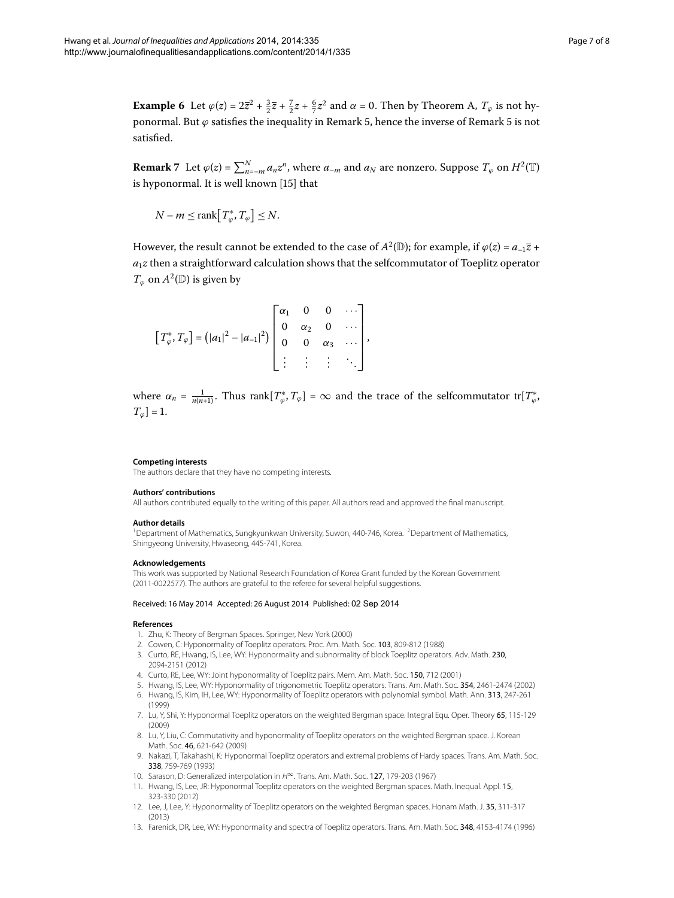**Example 6** Let $\varphi(z) = 2\overline{z}^2 + \frac{3}{2}\overline{z} + \frac{7}{2}z + \frac{6}{7}z^2$ and $\alpha = 0$. Then by Theorem A, $T_\varphi$ is not hyponormal. But $\varphi$ satisfies the inequality in Remark 5, hence the inverse of Remark 5 is not satisfied.

**Remark 7** Let $\varphi(z) = \sum_{n=-m}^{N} a_n z^n$, where $a_{-m}$ and $a_N$ are nonzero. Suppose $T_\varphi$ on $H^2(\mathbb{T})$ is hyponormal. It is well known [15] that

$$N - m \leq \operatorname{rank}\left[T_\varphi^*, T_\varphi\right] \leq N.$$

However, the result cannot be extended to the case of $A^2(\mathbb{D})$; for example, if $\varphi(z) = a_{-1}\overline{z} + a_1 z$ then a straightforward calculation shows that the selfcommutator of Toeplitz operator $T_\varphi$ on $A^2(\mathbb{D})$ is given by

$$\left[T_\varphi^*, T_\varphi\right] = \left(|a_1|^2 - |a_{-1}|^2\right) \begin{bmatrix} \alpha_1 & 0 & 0 & \cdots \\ 0 & \alpha_2 & 0 & \cdots \\ 0 & 0 & \alpha_3 & \cdots \\ \vdots & \vdots & \vdots & \ddots \end{bmatrix},$$

where $\alpha_n = \frac{1}{n(n+1)}$. Thus $\operatorname{rank}[T_\varphi^*, T_\varphi] = \infty$ and the trace of the selfcommutator $\operatorname{tr}[T_\varphi^*, T_\varphi] = 1$.

#### Competing interests

The authors declare that they have no competing interests.

#### Authors' contributions

All authors contributed equally to the writing of this paper. All authors read and approved the final manuscript.

#### Author details

[1] Department of Mathematics, Sungkyunkwan University, Suwon, 440-746, Korea. [2] Department of Mathematics, Shingyeong University, Hwaseong, 445-741, Korea.

#### Acknowledgements

This work was supported by National Research Foundation of Korea Grant funded by the Korean Government (2011-0022577). The authors are grateful to the referee for several helpful suggestions.

Received: 16 May 2014 Accepted: 26 August 2014 Published: 02 Sep 2014

#### References

1. Zhu, K: Theory of Bergman Spaces. Springer, New York (2000)
2. Cowen, C: Hyponormality of Toeplitz operators. Proc. Am. Math. Soc. **103**, 809-812 (1988)
3. Curto, RE, Hwang, IS, Lee, WY: Hyponormality and subnormality of block Toeplitz operators. Adv. Math. **230**, 2094-2151 (2012)
4. Curto, RE, Lee, WY: Joint hyponormality of Toeplitz pairs. Mem. Am. Math. Soc. **150**, 712 (2001)
5. Hwang, IS, Lee, WY: Hyponormality of trigonometric Toeplitz operators. Trans. Am. Math. Soc. **354**, 2461-2474 (2002)
6. Hwang, IS, Kim, IH, Lee, WY: Hyponormality of Toeplitz operators with polynomial symbol. Math. Ann. **313**, 247-261 (1999)
7. Lu, Y, Shi, Y: Hyponormal Toeplitz operators on the weighted Bergman space. Integral Equ. Oper. Theory **65**, 115-129 (2009)
8. Lu, Y, Liu, C: Commutativity and hyponormality of Toeplitz operators on the weighted Bergman space. J. Korean Math. Soc. **46**, 621-642 (2009)
9. Nakazi, T, Takahashi, K: Hyponormal Toeplitz operators and extremal problems of Hardy spaces. Trans. Am. Math. Soc. **338**, 759-769 (1993)
10. Sarason, D: Generalized interpolation in $H^\infty$. Trans. Am. Math. Soc. **127**, 179-203 (1967)
11. Hwang, IS, Lee, JR: Hyponormal Toeplitz operators on the weighted Bergman spaces. Math. Inequal. Appl. **15**, 323-330 (2012)
12. Lee, J, Lee, Y: Hyponormality of Toeplitz operators on the weighted Bergman spaces. Honam Math. J. **35**, 311-317 (2013)
13. Farenick, DR, Lee, WY: Hyponormality and spectra of Toeplitz operators. Trans. Am. Math. Soc. **348**, 4153-4174 (1996)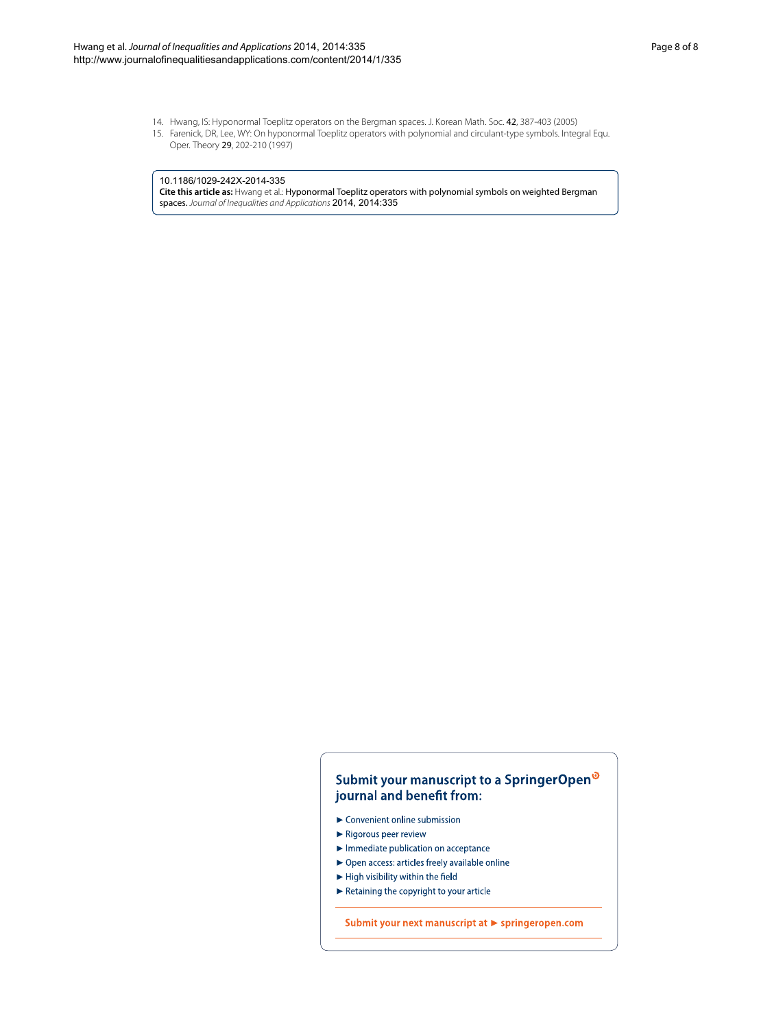14. Hwang, IS: Hyponormal Toeplitz operators on the Bergman spaces. J. Korean Math. Soc. **42**, 387-403 (2005)
15. Farenick, DR, Lee, WY: On hyponormal Toeplitz operators with polynomial and circulant-type symbols. Integral Equ. Oper. Theory **29**, 202-210 (1997)

10.1186/1029-242X-2014-335
**Cite this article as:** Hwang et al.: Hyponormal Toeplitz operators with polynomial symbols on weighted Bergman spaces. *Journal of Inequalities and Applications* 2014, 2014:335

**Submit your manuscript to a SpringerOpen journal and benefit from:**

- ► Convenient online submission
- ► Rigorous peer review
- ► Immediate publication on acceptance
- ► Open access: articles freely available online
- ► High visibility within the field
- ► Retaining the copyright to your article

**Submit your next manuscript at ► springeropen.com**